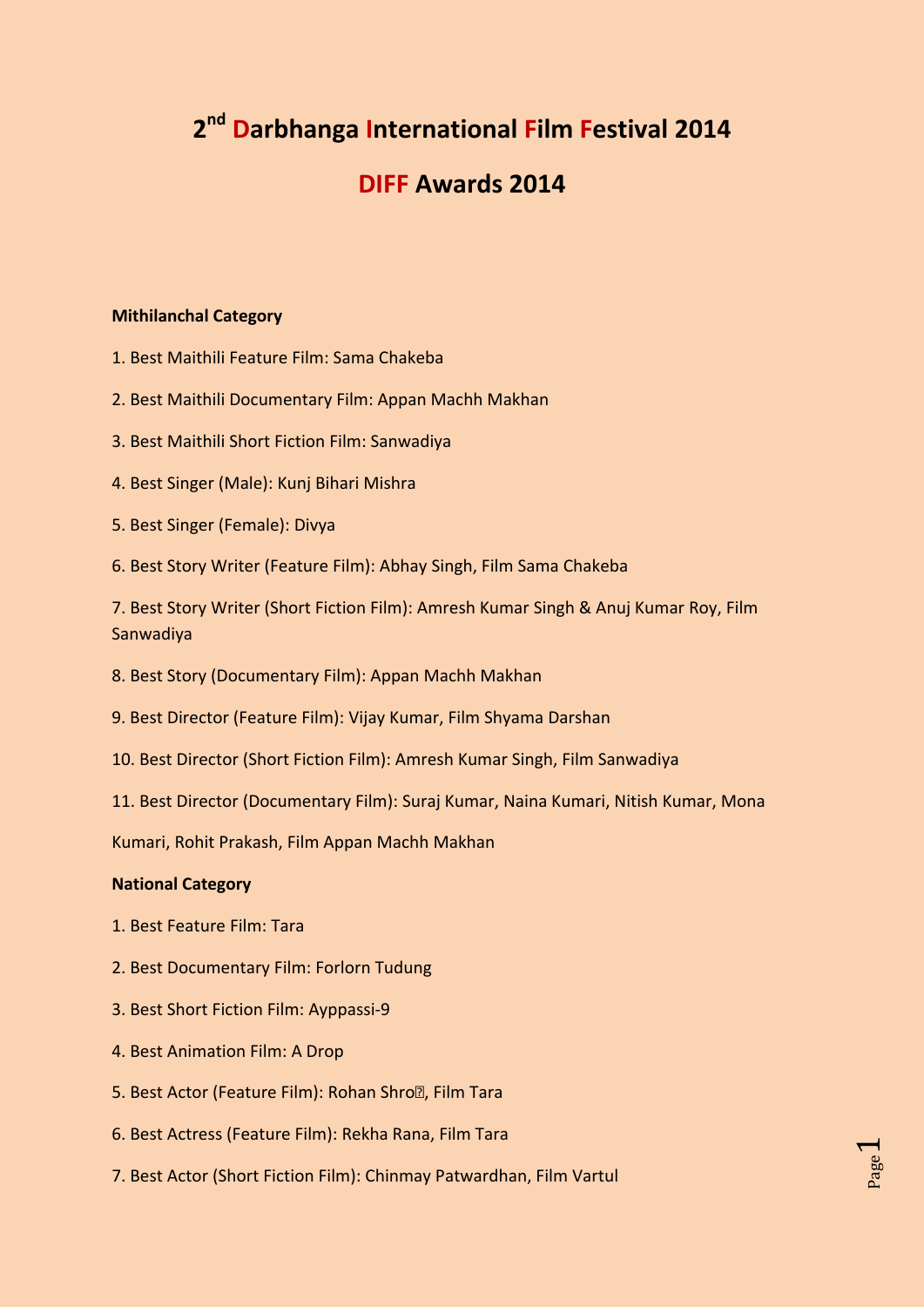# 2nd Darbhanga International Film Festival 2014

## DIFF Awards 2014

**Mithilanchal Category**

1. Best Maithili Feature Film: Sama Chakeba

2. Best Maithili Documentary Film: Appan Machh Makhan

3. Best Maithili Short Fiction Film: Sanwadiya

4. Best Singer (Male): Kunj Bihari Mishra

5. Best Singer (Female): Divya

6. Best Story Writer (Feature Film): Abhay Singh, Film Sama Chakeba

7. Best Story Writer (Short Fiction Film): Amresh Kumar Singh & Anuj Kumar Roy, Film Sanwadiya

8. Best Story (Documentary Film): Appan Machh Makhan

9. Best Director (Feature Film): Vijay Kumar, Film Shyama Darshan

10. Best Director (Short Fiction Film): Amresh Kumar Singh, Film Sanwadiya

11. Best Director (Documentary Film): Suraj Kumar, Naina Kumari, Nitish Kumar, Mona Kumari, Rohit Prakash, Film Appan Machh Makhan

**National Category**

1. Best Feature Film: Tara

2. Best Documentary Film: Forlorn Tudung

3. Best Short Fiction Film: Ayppassi-9

4. Best Animation Film: A Drop

5. Best Actor (Feature Film): Rohan Shroff, Film Tara

6. Best Actress (Feature Film): Rekha Rana, Film Tara

7. Best Actor (Short Fiction Film): Chinmay Patwardhan, Film Vartul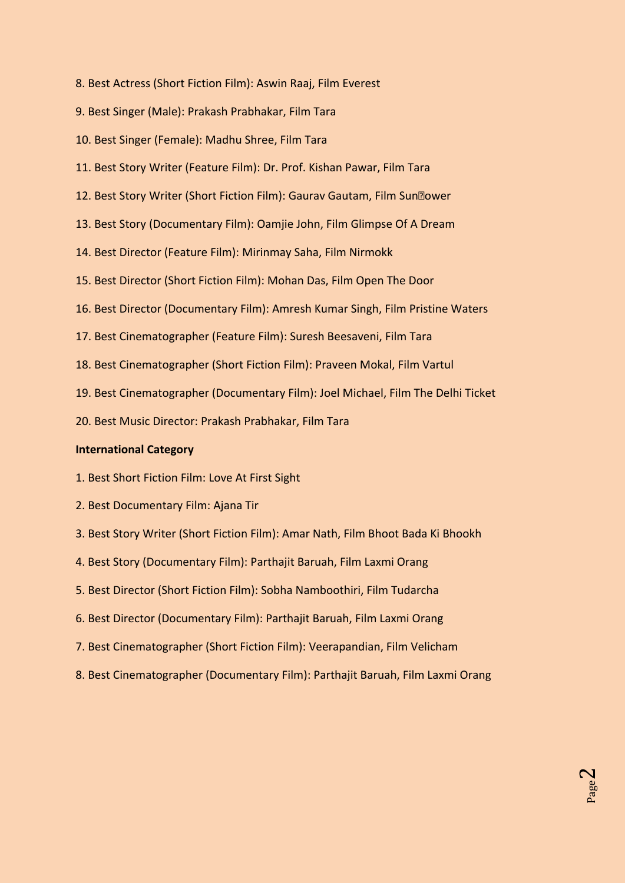8. Best Actress (Short Fiction Film): Aswin Raaj, Film Everest

9. Best Singer (Male): Prakash Prabhakar, Film Tara

10. Best Singer (Female): Madhu Shree, Film Tara

11. Best Story Writer (Feature Film): Dr. Prof. Kishan Pawar, Film Tara

12. Best Story Writer (Short Fiction Film): Gaurav Gautam, Film Sunflower

13. Best Story (Documentary Film): Oamjie John, Film Glimpse Of A Dream

14. Best Director (Feature Film): Mirinmay Saha, Film Nirmokk

15. Best Director (Short Fiction Film): Mohan Das, Film Open The Door

16. Best Director (Documentary Film): Amresh Kumar Singh, Film Pristine Waters

17. Best Cinematographer (Feature Film): Suresh Beesaveni, Film Tara

18. Best Cinematographer (Short Fiction Film): Praveen Mokal, Film Vartul

19. Best Cinematographer (Documentary Film): Joel Michael, Film The Delhi Ticket

20. Best Music Director: Prakash Prabhakar, Film Tara

**International Category**

1. Best Short Fiction Film: Love At First Sight

2. Best Documentary Film: Ajana Tir

3. Best Story Writer (Short Fiction Film): Amar Nath, Film Bhoot Bada Ki Bhookh

4. Best Story (Documentary Film): Parthajit Baruah, Film Laxmi Orang

5. Best Director (Short Fiction Film): Sobha Namboothiri, Film Tudarcha

6. Best Director (Documentary Film): Parthajit Baruah, Film Laxmi Orang

7. Best Cinematographer (Short Fiction Film): Veerapandian, Film Velicham

8. Best Cinematographer (Documentary Film): Parthajit Baruah, Film Laxmi Orang